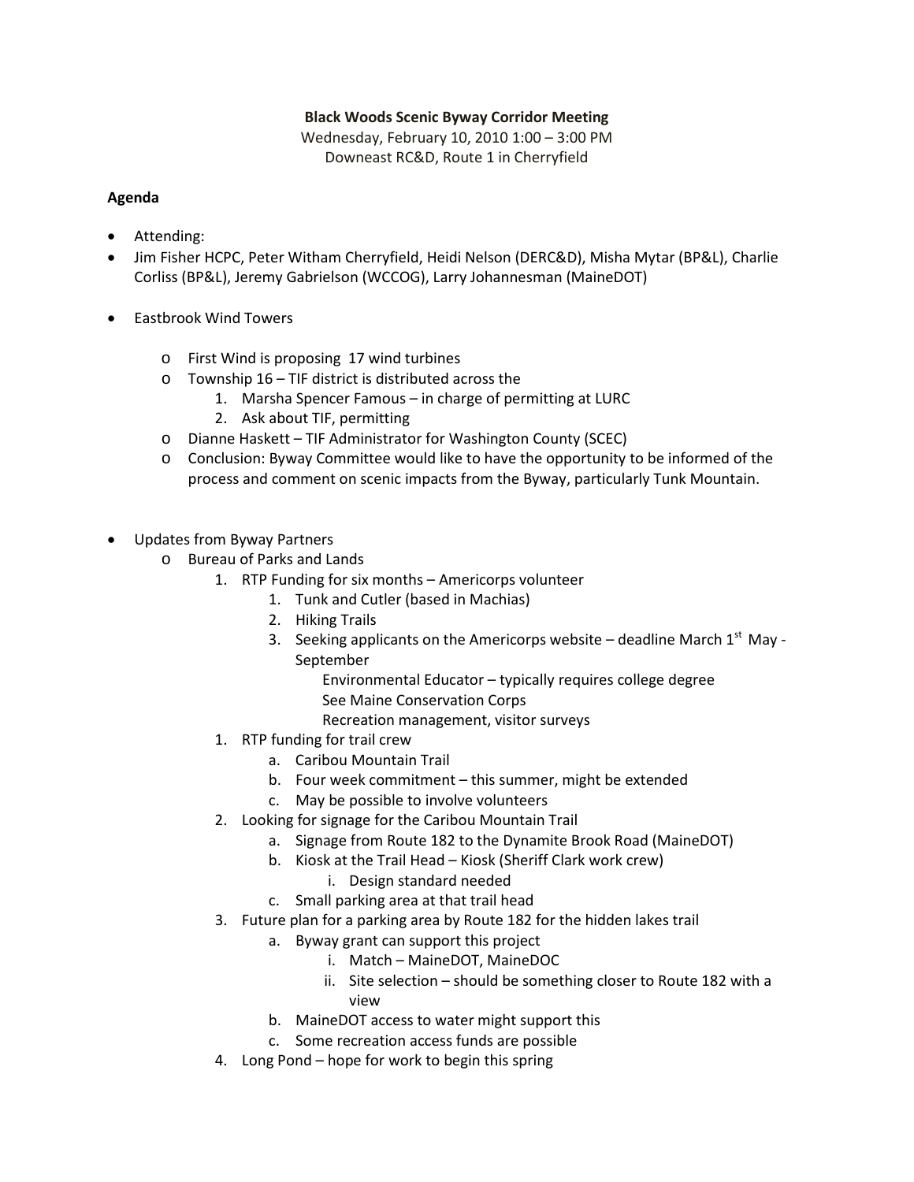**Black Woods Scenic Byway Corridor Meeting**

Wednesday, February 10, 2010 1:00 – 3:00 PM
Downeast RC&D, Route 1 in Cherryfield

**Agenda**

- Attending:
- Jim Fisher HCPC, Peter Witham Cherryfield, Heidi Nelson (DERC&D), Misha Mytar (BP&L), Charlie Corliss (BP&L), Jeremy Gabrielson (WCCOG), Larry Johannesman (MaineDOT)

- Eastbrook Wind Towers
  - First Wind is proposing 17 wind turbines
  - Township 16 – TIF district is distributed across the
    1. Marsha Spencer Famous – in charge of permitting at LURC
    2. Ask about TIF, permitting
  - Dianne Haskett – TIF Administrator for Washington County (SCEC)
  - Conclusion: Byway Committee would like to have the opportunity to be informed of the process and comment on scenic impacts from the Byway, particularly Tunk Mountain.

- Updates from Byway Partners
  - Bureau of Parks and Lands
    1. RTP Funding for six months – Americorps volunteer
       1. Tunk and Cutler (based in Machias)
       2. Hiking Trails
       3. Seeking applicants on the Americorps website – deadline March 1st May - September

          Environmental Educator – typically requires college degree

          See Maine Conservation Corps

          Recreation management, visitor surveys
    1. RTP funding for trail crew
       a. Caribou Mountain Trail
       b. Four week commitment – this summer, might be extended
       c. May be possible to involve volunteers
    2. Looking for signage for the Caribou Mountain Trail
       a. Signage from Route 182 to the Dynamite Brook Road (MaineDOT)
       b. Kiosk at the Trail Head – Kiosk (Sheriff Clark work crew)
          i. Design standard needed
       c. Small parking area at that trail head
    3. Future plan for a parking area by Route 182 for the hidden lakes trail
       a. Byway grant can support this project
          i. Match – MaineDOT, MaineDOC
          ii. Site selection – should be something closer to Route 182 with a view
       b. MaineDOT access to water might support this
       c. Some recreation access funds are possible
    4. Long Pond – hope for work to begin this spring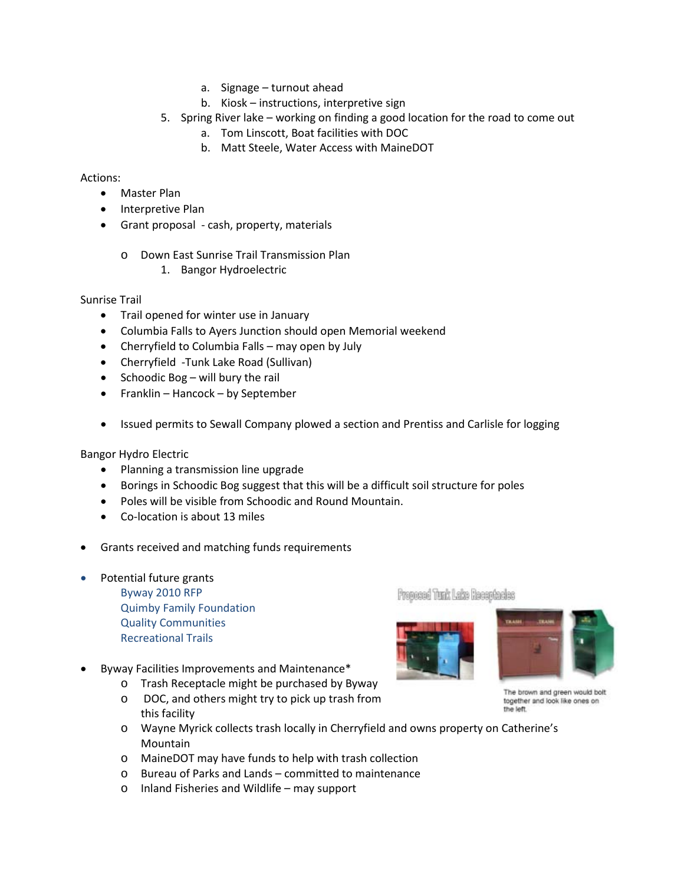a. Signage – turnout ahead
   b. Kiosk – instructions, interpretive sign

5. Spring River lake – working on finding a good location for the road to come out
   a. Tom Linscott, Boat facilities with DOC
   b. Matt Steele, Water Access with MaineDOT

Actions:

- Master Plan
- Interpretive Plan
- Grant proposal - cash, property, materials
    - Down East Sunrise Trail Transmission Plan
        1. Bangor Hydroelectric

Sunrise Trail

- Trail opened for winter use in January
- Columbia Falls to Ayers Junction should open Memorial weekend
- Cherryfield to Columbia Falls – may open by July
- Cherryfield -Tunk Lake Road (Sullivan)
- Schoodic Bog – will bury the rail
- Franklin – Hancock – by September
- Issued permits to Sewall Company plowed a section and Prentiss and Carlisle for logging

Bangor Hydro Electric

- Planning a transmission line upgrade
- Borings in Schoodic Bog suggest that this will be a difficult soil structure for poles
- Poles will be visible from Schoodic and Round Mountain.
- Co-location is about 13 miles

- Grants received and matching funds requirements
- Potential future grants
  Byway 2010 RFP
  Quimby Family Foundation
  Quality Communities
  Recreational Trails

Proposed Tunk Lake Receptacles

The brown and green would bolt together and look like ones on the left.

- Byway Facilities Improvements and Maintenance*
    - Trash Receptacle might be purchased by Byway
    - DOC, and others might try to pick up trash from this facility
    - Wayne Myrick collects trash locally in Cherryfield and owns property on Catherine's Mountain
    - MaineDOT may have funds to help with trash collection
    - Bureau of Parks and Lands – committed to maintenance
    - Inland Fisheries and Wildlife – may support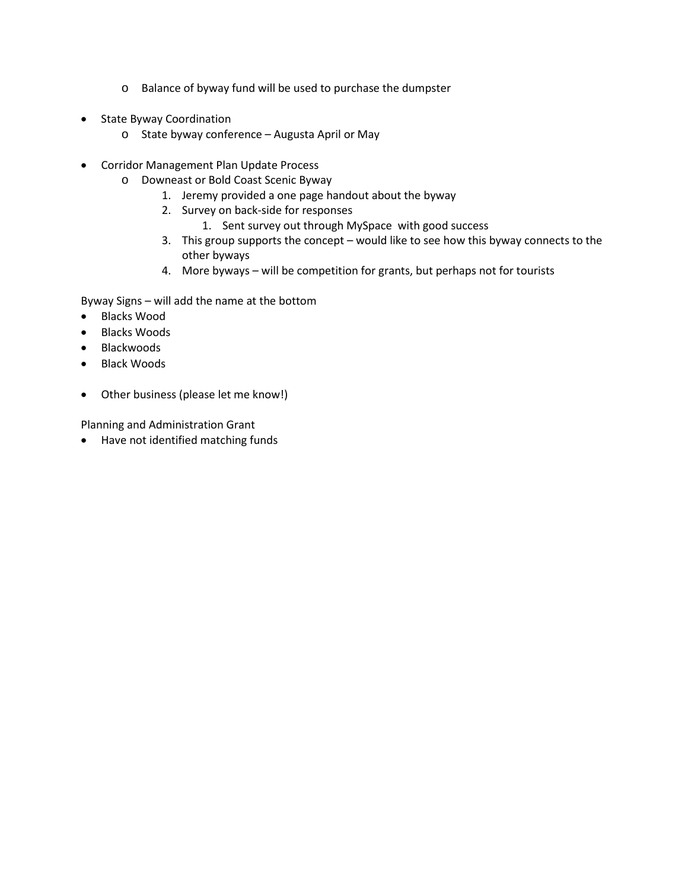- Balance of byway fund will be used to purchase the dumpster

- State Byway Coordination
   - State byway conference – Augusta April or May

- Corridor Management Plan Update Process
   - Downeast or Bold Coast Scenic Byway
      1. Jeremy provided a one page handout about the byway
      2. Survey on back-side for responses
         1. Sent survey out through MySpace with good success
      3. This group supports the concept – would like to see how this byway connects to the other byways
      4. More byways – will be competition for grants, but perhaps not for tourists

Byway Signs – will add the name at the bottom

- Blacks Wood
- Blacks Woods
- Blackwoods
- Black Woods

- Other business (please let me know!)

Planning and Administration Grant

- Have not identified matching funds